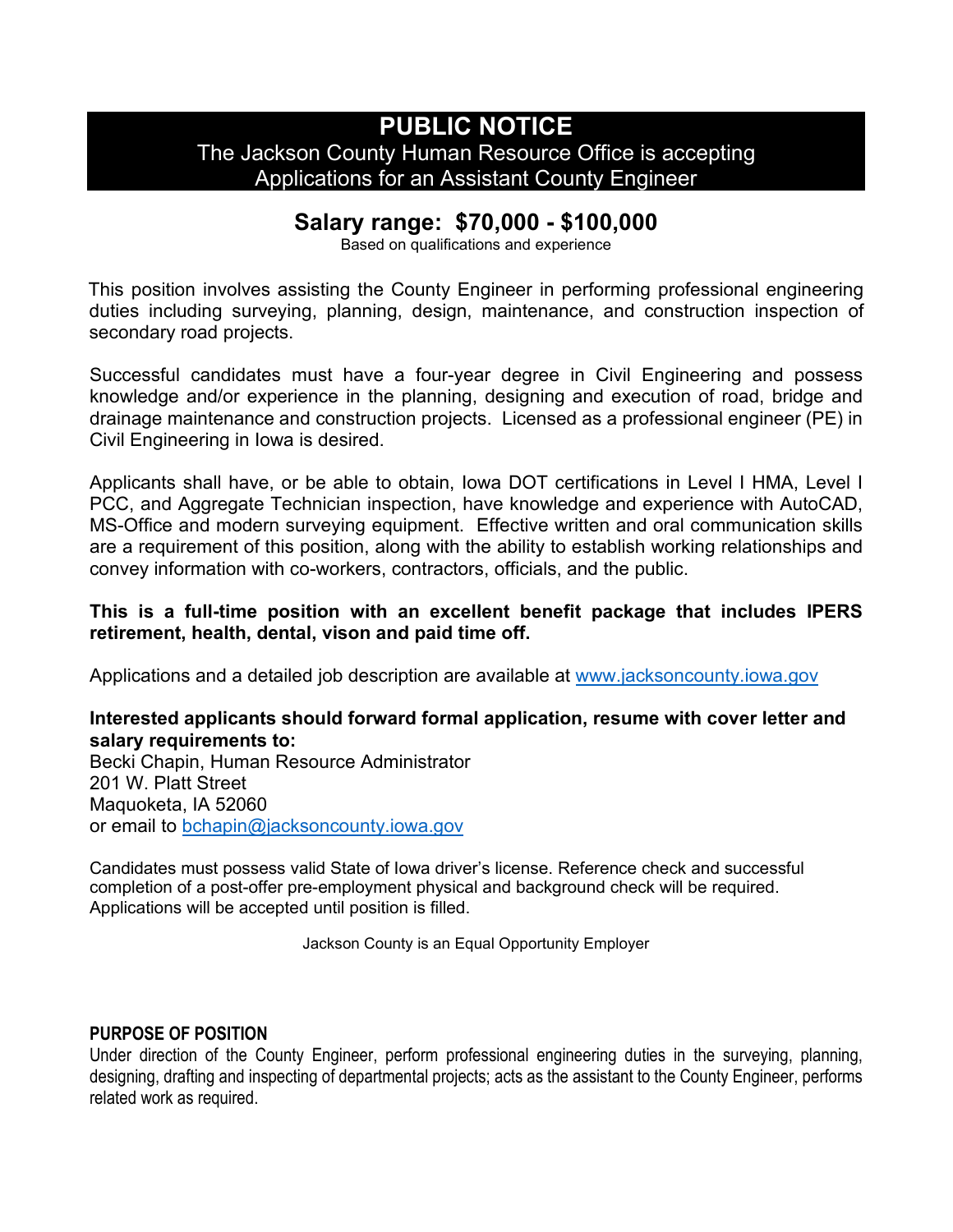# PUBLIC NOTICE

The Jackson County Human Resource Office is accepting Applications for an Assistant County Engineer

## Salary range: $70,000 - $100,000

Based on qualifications and experience

This position involves assisting the County Engineer in performing professional engineering duties including surveying, planning, design, maintenance, and construction inspection of secondary road projects.

Successful candidates must have a four-year degree in Civil Engineering and possess knowledge and/or experience in the planning, designing and execution of road, bridge and drainage maintenance and construction projects. Licensed as a professional engineer (PE) in Civil Engineering in Iowa is desired.

Applicants shall have, or be able to obtain, Iowa DOT certifications in Level I HMA, Level I PCC, and Aggregate Technician inspection, have knowledge and experience with AutoCAD, MS-Office and modern surveying equipment. Effective written and oral communication skills are a requirement of this position, along with the ability to establish working relationships and convey information with co-workers, contractors, officials, and the public.

**This is a full-time position with an excellent benefit package that includes IPERS retirement, health, dental, vison and paid time off.**

Applications and a detailed job description are available at www.jacksoncounty.iowa.gov

**Interested applicants should forward formal application, resume with cover letter and salary requirements to:**
Becki Chapin, Human Resource Administrator
201 W. Platt Street
Maquoketa, IA 52060
or email to bchapin@jacksoncounty.iowa.gov

Candidates must possess valid State of Iowa driver's license. Reference check and successful completion of a post-offer pre-employment physical and background check will be required. Applications will be accepted until position is filled.

Jackson County is an Equal Opportunity Employer

**PURPOSE OF POSITION**

Under direction of the County Engineer, perform professional engineering duties in the surveying, planning, designing, drafting and inspecting of departmental projects; acts as the assistant to the County Engineer, performs related work as required.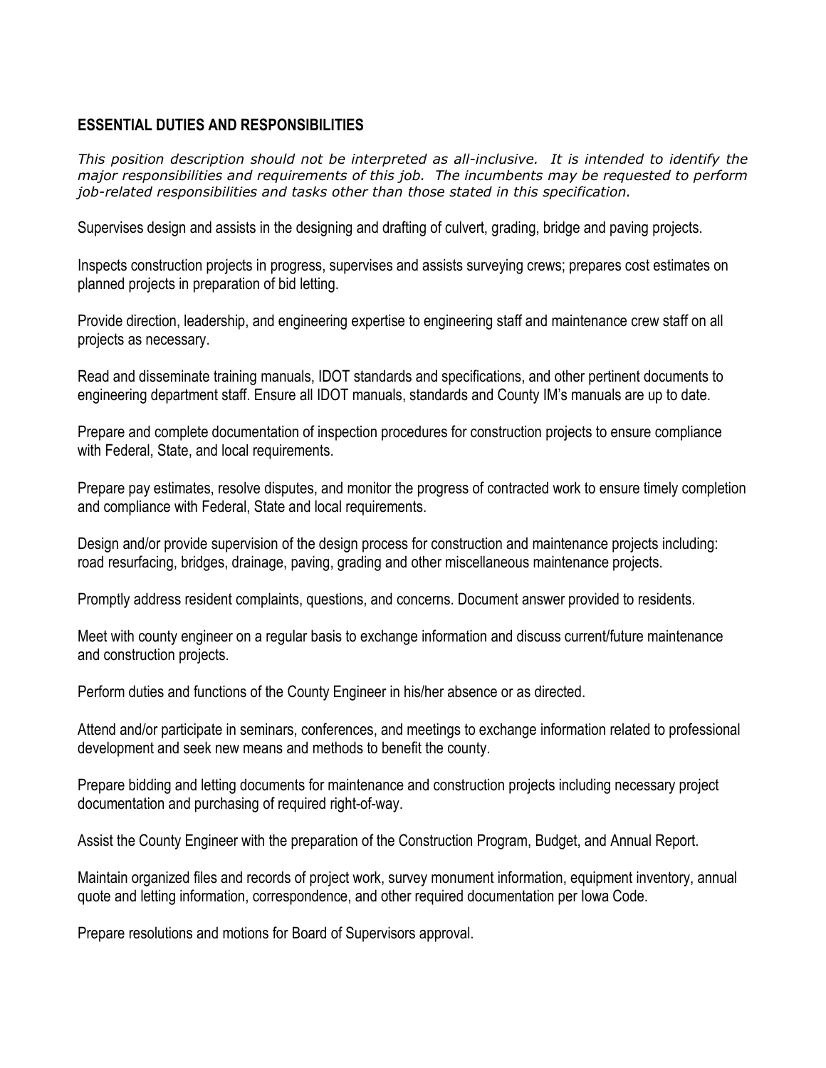## ESSENTIAL DUTIES AND RESPONSIBILITIES

*This position description should not be interpreted as all-inclusive. It is intended to identify the major responsibilities and requirements of this job. The incumbents may be requested to perform job-related responsibilities and tasks other than those stated in this specification.*

Supervises design and assists in the designing and drafting of culvert, grading, bridge and paving projects.

Inspects construction projects in progress, supervises and assists surveying crews; prepares cost estimates on planned projects in preparation of bid letting.

Provide direction, leadership, and engineering expertise to engineering staff and maintenance crew staff on all projects as necessary.

Read and disseminate training manuals, IDOT standards and specifications, and other pertinent documents to engineering department staff. Ensure all IDOT manuals, standards and County IM's manuals are up to date.

Prepare and complete documentation of inspection procedures for construction projects to ensure compliance with Federal, State, and local requirements.

Prepare pay estimates, resolve disputes, and monitor the progress of contracted work to ensure timely completion and compliance with Federal, State and local requirements.

Design and/or provide supervision of the design process for construction and maintenance projects including: road resurfacing, bridges, drainage, paving, grading and other miscellaneous maintenance projects.

Promptly address resident complaints, questions, and concerns. Document answer provided to residents.

Meet with county engineer on a regular basis to exchange information and discuss current/future maintenance and construction projects.

Perform duties and functions of the County Engineer in his/her absence or as directed.

Attend and/or participate in seminars, conferences, and meetings to exchange information related to professional development and seek new means and methods to benefit the county.

Prepare bidding and letting documents for maintenance and construction projects including necessary project documentation and purchasing of required right-of-way.

Assist the County Engineer with the preparation of the Construction Program, Budget, and Annual Report.

Maintain organized files and records of project work, survey monument information, equipment inventory, annual quote and letting information, correspondence, and other required documentation per Iowa Code.

Prepare resolutions and motions for Board of Supervisors approval.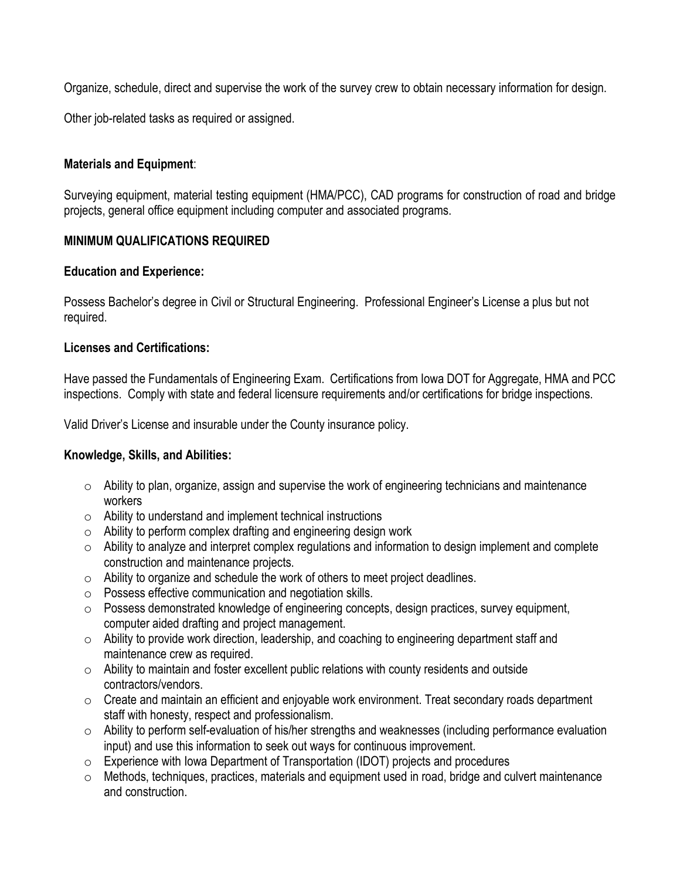Organize, schedule, direct and supervise the work of the survey crew to obtain necessary information for design.

Other job-related tasks as required or assigned.

**Materials and Equipment**:

Surveying equipment, material testing equipment (HMA/PCC), CAD programs for construction of road and bridge projects, general office equipment including computer and associated programs.

**MINIMUM QUALIFICATIONS REQUIRED**

**Education and Experience:**

Possess Bachelor's degree in Civil or Structural Engineering. Professional Engineer's License a plus but not required.

**Licenses and Certifications:**

Have passed the Fundamentals of Engineering Exam. Certifications from Iowa DOT for Aggregate, HMA and PCC inspections. Comply with state and federal licensure requirements and/or certifications for bridge inspections.

Valid Driver's License and insurable under the County insurance policy.

**Knowledge, Skills, and Abilities:**

- Ability to plan, organize, assign and supervise the work of engineering technicians and maintenance workers
- Ability to understand and implement technical instructions
- Ability to perform complex drafting and engineering design work
- Ability to analyze and interpret complex regulations and information to design implement and complete construction and maintenance projects.
- Ability to organize and schedule the work of others to meet project deadlines.
- Possess effective communication and negotiation skills.
- Possess demonstrated knowledge of engineering concepts, design practices, survey equipment, computer aided drafting and project management.
- Ability to provide work direction, leadership, and coaching to engineering department staff and maintenance crew as required.
- Ability to maintain and foster excellent public relations with county residents and outside contractors/vendors.
- Create and maintain an efficient and enjoyable work environment. Treat secondary roads department staff with honesty, respect and professionalism.
- Ability to perform self-evaluation of his/her strengths and weaknesses (including performance evaluation input) and use this information to seek out ways for continuous improvement.
- Experience with Iowa Department of Transportation (IDOT) projects and procedures
- Methods, techniques, practices, materials and equipment used in road, bridge and culvert maintenance and construction.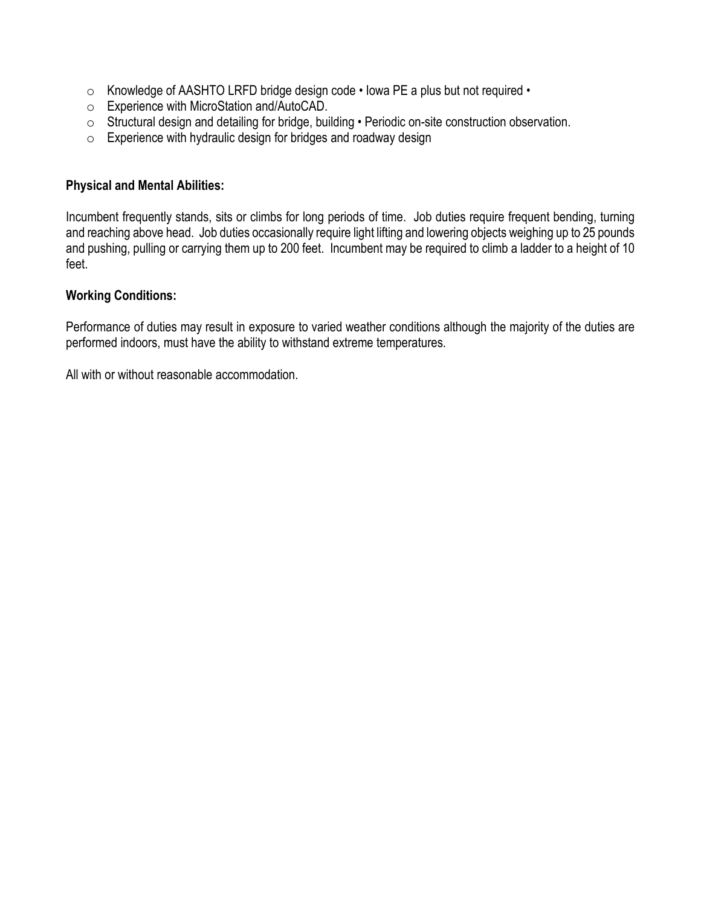- Knowledge of AASHTO LRFD bridge design code • Iowa PE a plus but not required •
- Experience with MicroStation and/AutoCAD.
- Structural design and detailing for bridge, building • Periodic on-site construction observation.
- Experience with hydraulic design for bridges and roadway design

**Physical and Mental Abilities:**

Incumbent frequently stands, sits or climbs for long periods of time. Job duties require frequent bending, turning and reaching above head. Job duties occasionally require light lifting and lowering objects weighing up to 25 pounds and pushing, pulling or carrying them up to 200 feet. Incumbent may be required to climb a ladder to a height of 10 feet.

**Working Conditions:**

Performance of duties may result in exposure to varied weather conditions although the majority of the duties are performed indoors, must have the ability to withstand extreme temperatures.

All with or without reasonable accommodation.